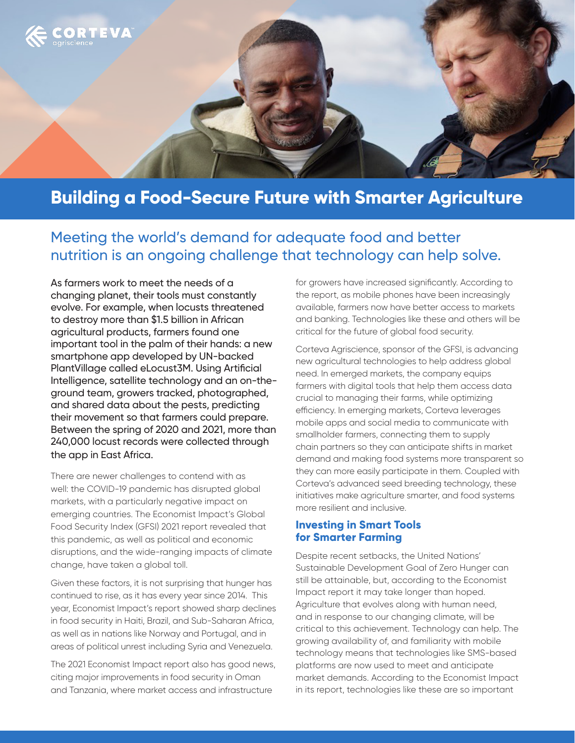# Building a Food-Secure Future with Smarter Agriculture

## Meeting the world's demand for adequate food and better nutrition is an ongoing challenge that technology can help solve.

As farmers work to meet the needs of a changing planet, their tools must constantly evolve. For example, when locusts threatened to destroy more than $1.5 billion in African agricultural products, farmers found one important tool in the palm of their hands: a new smartphone app developed by UN-backed PlantVillage called eLocust3M. Using Artificial Intelligence, satellite technology and an on-the-ground team, growers tracked, photographed, and shared data about the pests, predicting their movement so that farmers could prepare. Between the spring of 2020 and 2021, more than 240,000 locust records were collected through the app in East Africa.

There are newer challenges to contend with as well: the COVID-19 pandemic has disrupted global markets, with a particularly negative impact on emerging countries. The Economist Impact's Global Food Security Index (GFSI) 2021 report revealed that this pandemic, as well as political and economic disruptions, and the wide-ranging impacts of climate change, have taken a global toll.

Given these factors, it is not surprising that hunger has continued to rise, as it has every year since 2014. This year, Economist Impact's report showed sharp declines in food security in Haiti, Brazil, and Sub-Saharan Africa, as well as in nations like Norway and Portugal, and in areas of political unrest including Syria and Venezuela.

The 2021 Economist Impact report also has good news, citing major improvements in food security in Oman and Tanzania, where market access and infrastructure for growers have increased significantly. According to the report, as mobile phones have been increasingly available, farmers now have better access to markets and banking. Technologies like these and others will be critical for the future of global food security.

Corteva Agriscience, sponsor of the GFSI, is advancing new agricultural technologies to help address global need. In emerged markets, the company equips farmers with digital tools that help them access data crucial to managing their farms, while optimizing efficiency. In emerging markets, Corteva leverages mobile apps and social media to communicate with smallholder farmers, connecting them to supply chain partners so they can anticipate shifts in market demand and making food systems more transparent so they can more easily participate in them. Coupled with Corteva's advanced seed breeding technology, these initiatives make agriculture smarter, and food systems more resilient and inclusive.

### Investing in Smart Tools for Smarter Farming

Despite recent setbacks, the United Nations' Sustainable Development Goal of Zero Hunger can still be attainable, but, according to the Economist Impact report it may take longer than hoped. Agriculture that evolves along with human need, and in response to our changing climate, will be critical to this achievement. Technology can help. The growing availability of, and familiarity with mobile technology means that technologies like SMS-based platforms are now used to meet and anticipate market demands. According to the Economist Impact in its report, technologies like these are so important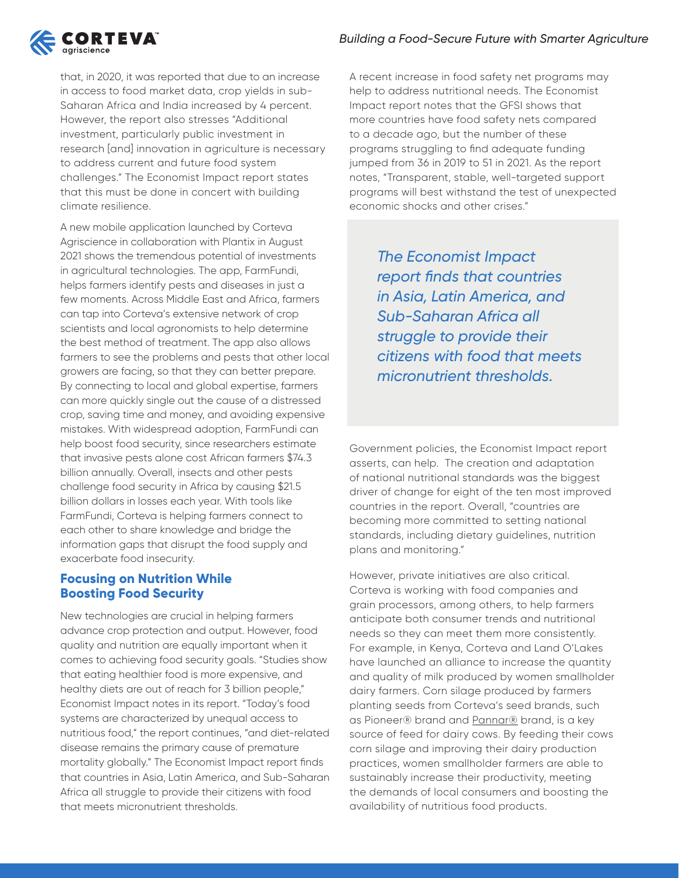that, in 2020, it was reported that due to an increase in access to food market data, crop yields in sub-Saharan Africa and India increased by 4 percent. However, the report also stresses "Additional investment, particularly public investment in research [and] innovation in agriculture is necessary to address current and future food system challenges." The Economist Impact report states that this must be done in concert with building climate resilience.

A new mobile application launched by Corteva Agriscience in collaboration with Plantix in August 2021 shows the tremendous potential of investments in agricultural technologies. The app, FarmFundi, helps farmers identify pests and diseases in just a few moments. Across Middle East and Africa, farmers can tap into Corteva's extensive network of crop scientists and local agronomists to help determine the best method of treatment. The app also allows farmers to see the problems and pests that other local growers are facing, so that they can better prepare. By connecting to local and global expertise, farmers can more quickly single out the cause of a distressed crop, saving time and money, and avoiding expensive mistakes. With widespread adoption, FarmFundi can help boost food security, since researchers estimate that invasive pests alone cost African farmers $74.3 billion annually. Overall, insects and other pests challenge food security in Africa by causing $21.5 billion dollars in losses each year. With tools like FarmFundi, Corteva is helping farmers connect to each other to share knowledge and bridge the information gaps that disrupt the food supply and exacerbate food insecurity.

## Focusing on Nutrition While Boosting Food Security

New technologies are crucial in helping farmers advance crop protection and output. However, food quality and nutrition are equally important when it comes to achieving food security goals. "Studies show that eating healthier food is more expensive, and healthy diets are out of reach for 3 billion people," Economist Impact notes in its report. "Today's food systems are characterized by unequal access to nutritious food," the report continues, "and diet-related disease remains the primary cause of premature mortality globally." The Economist Impact report finds that countries in Asia, Latin America, and Sub-Saharan Africa all struggle to provide their citizens with food that meets micronutrient thresholds.

A recent increase in food safety net programs may help to address nutritional needs. The Economist Impact report notes that the GFSI shows that more countries have food safety nets compared to a decade ago, but the number of these programs struggling to find adequate funding jumped from 36 in 2019 to 51 in 2021. As the report notes, "Transparent, stable, well-targeted support programs will best withstand the test of unexpected economic shocks and other crises."

> *The Economist Impact report finds that countries in Asia, Latin America, and Sub-Saharan Africa all struggle to provide their citizens with food that meets micronutrient thresholds.*

Government policies, the Economist Impact report asserts, can help. The creation and adaptation of national nutritional standards was the biggest driver of change for eight of the ten most improved countries in the report. Overall, "countries are becoming more committed to setting national standards, including dietary guidelines, nutrition plans and monitoring."

However, private initiatives are also critical. Corteva is working with food companies and grain processors, among others, to help farmers anticipate both consumer trends and nutritional needs so they can meet them more consistently. For example, in Kenya, Corteva and Land O'Lakes have launched an alliance to increase the quantity and quality of milk produced by women smallholder dairy farmers. Corn silage produced by farmers planting seeds from Corteva's seed brands, such as Pioneer® brand and Pannar® brand, is a key source of feed for dairy cows. By feeding their cows corn silage and improving their dairy production practices, women smallholder farmers are able to sustainably increase their productivity, meeting the demands of local consumers and boosting the availability of nutritious food products.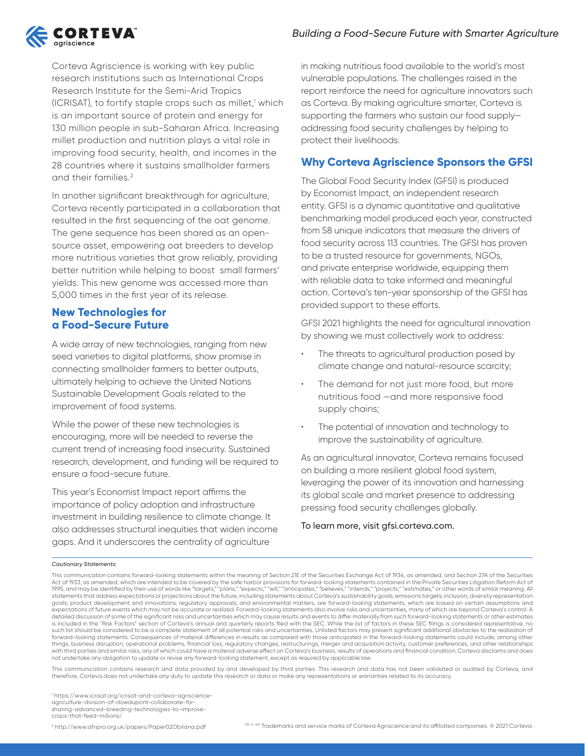Corteva Agriscience is working with key public research institutions such as International Crops Research Institute for the Semi-Arid Tropics (ICRISAT), to fortify staple crops such as millet,[1] which is an important source of protein and energy for 130 million people in sub-Saharan Africa. Increasing millet production and nutrition plays a vital role in improving food security, health, and incomes in the 28 countries where it sustains smallholder farmers and their families.[2]

In another significant breakthrough for agriculture, Corteva recently participated in a collaboration that resulted in the first sequencing of the oat genome. The gene sequence has been shared as an open-source asset, empowering oat breeders to develop more nutritious varieties that grow reliably, providing better nutrition while helping to boost small farmers' yields. This new genome was accessed more than 5,000 times in the first year of its release.

## New Technologies for a Food-Secure Future

A wide array of new technologies, ranging from new seed varieties to digital platforms, show promise in connecting smallholder farmers to better outputs, ultimately helping to achieve the United Nations Sustainable Development Goals related to the improvement of food systems.

While the power of these new technologies is encouraging, more will be needed to reverse the current trend of increasing food insecurity. Sustained research, development, and funding will be required to ensure a food-secure future.

This year's Economist Impact report affirms the importance of policy adoption and infrastructure investment in building resilience to climate change. It also addresses structural inequities that widen income gaps. And it underscores the centrality of agriculture in making nutritious food available to the world's most vulnerable populations. The challenges raised in the report reinforce the need for agriculture innovators such as Corteva. By making agriculture smarter, Corteva is supporting the farmers who sustain our food supply—addressing food security challenges by helping to protect their livelihoods.

## Why Corteva Agriscience Sponsors the GFSI

The Global Food Security Index (GFSI) is produced by Economist Impact, an independent research entity. GFSI is a dynamic quantitative and qualitative benchmarking model produced each year, constructed from 58 unique indicators that measure the drivers of food security across 113 countries. The GFSI has proven to be a trusted resource for governments, NGOs, and private enterprise worldwide, equipping them with reliable data to take informed and meaningful action. Corteva's ten-year sponsorship of the GFSI has provided support to these efforts.

GFSI 2021 highlights the need for agricultural innovation by showing we must collectively work to address:

- The threats to agricultural production posed by climate change and natural-resource scarcity;
- The demand for not just more food, but more nutritious food —and more responsive food supply chains;
- The potential of innovation and technology to improve the sustainability of agriculture.

As an agricultural innovator, Corteva remains focused on building a more resilient global food system, leveraging the power of its innovation and harnessing its global scale and market presence to addressing pressing food security challenges globally.

To learn more, visit gfsi.corteva.com.

---

*Cautionary Statements:*

This communication contains forward-looking statements within the meaning of Section 21E of the Securities Exchange Act of 1934, as amended, and Section 27A of the Securities Act of 1933, as amended, which are intended to be covered by the safe harbor provisions for forward-looking statements contained in the Private Securities Litigation Reform Act of 1995, and may be identified by their use of words like "targets," "plans," "expects," "will," "anticipates," "believes," "intends," "projects," "estimates," or other words of similar meaning. All statements that address expectations or projections about the future, including statements about Corteva's sustainability goals; emissions targets; inclusion, diversity representation goals; product development and innovations; regulatory approvals; and environmental matters, are forward-looking statements, which are based on certain assumptions and expectations of future events which may not be accurate or realized. Forward-looking statements also involve risks and uncertainties, many of which are beyond Corteva's control. A detailed discussion of some of the significant risks and uncertainties which may cause results and events to differ materially from such forward-looking statements or other estimates is included in the "Risk Factors" section of Corteva's annual and quarterly reports filed with the SEC. While the list of factors in these SEC filings is considered representative, no such list should be considered to be a complete statement of all potential risks and uncertainties. Unlisted factors may present significant additional obstacles to the realization of forward-looking statements. Consequences of material differences in results as compared with those anticipated in the forward-looking statements could include, among other things, business disruption, operational problems, financial loss, regulatory changes, restructurings, merger and acquisition activity, customer preferences, and other relationships with third parties and similar risks, any of which could have a material adverse effect on Corteva's business, results of operations and financial condition. Corteva disclaims and does not undertake any obligation to update or revise any forward-looking statement, except as required by applicable law.

This communication contains research and data provided by and developed by third parties. This research and data has not been validated or audited by Corteva, and therefore, Corteva does not undertake any duty to update this research or data or make any representations or warranties related to its accuracy.

[1] https://www.icrisat.org/icrisat-and-corteva-agriscience-agriculture-division-of-dowdupont-collaborate-for-sharing-advanced-breeding-technologies-to-improve-crops-that-feed-millions/

[2] http://www.afripro.org.uk/papers/Paper02Obilana.pdf

TM ® SM Trademarks and service marks of Corteva Agriscience and its affiliated companies. © 2021 Corteva.